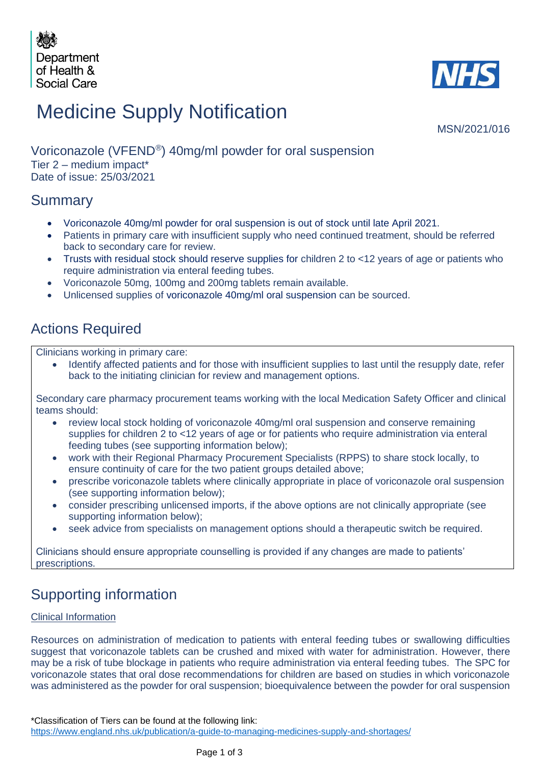Department of Health & Social Care

NHS

# Medicine Supply Notification

MSN/2021/016

## Voriconazole (VFEND®) 40mg/ml powder for oral suspension

Tier 2 – medium impact*

Date of issue: 25/03/2021

## Summary

- Voriconazole 40mg/ml powder for oral suspension is out of stock until late April 2021.
- Patients in primary care with insufficient supply who need continued treatment, should be referred back to secondary care for review.
- Trusts with residual stock should reserve supplies for children 2 to <12 years of age or patients who require administration via enteral feeding tubes.
- Voriconazole 50mg, 100mg and 200mg tablets remain available.
- Unlicensed supplies of voriconazole 40mg/ml oral suspension can be sourced.

## Actions Required

Clinicians working in primary care:

- Identify affected patients and for those with insufficient supplies to last until the resupply date, refer back to the initiating clinician for review and management options.

Secondary care pharmacy procurement teams working with the local Medication Safety Officer and clinical teams should:

- review local stock holding of voriconazole 40mg/ml oral suspension and conserve remaining supplies for children 2 to <12 years of age or for patients who require administration via enteral feeding tubes (see supporting information below);
- work with their Regional Pharmacy Procurement Specialists (RPPS) to share stock locally, to ensure continuity of care for the two patient groups detailed above;
- prescribe voriconazole tablets where clinically appropriate in place of voriconazole oral suspension (see supporting information below);
- consider prescribing unlicensed imports, if the above options are not clinically appropriate (see supporting information below);
- seek advice from specialists on management options should a therapeutic switch be required.

Clinicians should ensure appropriate counselling is provided if any changes are made to patients' prescriptions.

## Supporting information

Clinical Information

Resources on administration of medication to patients with enteral feeding tubes or swallowing difficulties suggest that voriconazole tablets can be crushed and mixed with water for administration. However, there may be a risk of tube blockage in patients who require administration via enteral feeding tubes. The SPC for voriconazole states that oral dose recommendations for children are based on studies in which voriconazole was administered as the powder for oral suspension; bioequivalence between the powder for oral suspension

*Classification of Tiers can be found at the following link:
https://www.england.nhs.uk/publication/a-guide-to-managing-medicines-supply-and-shortages/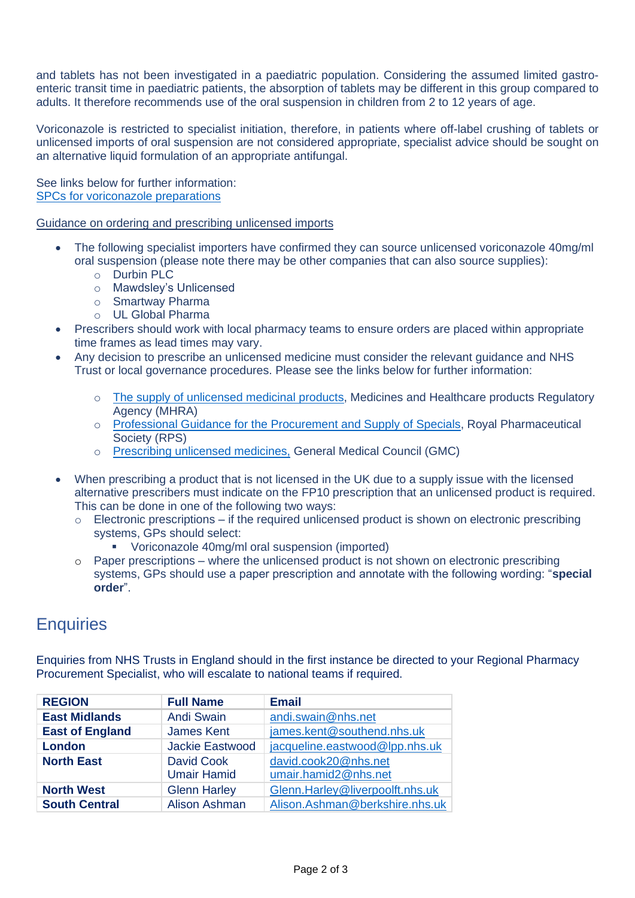and tablets has not been investigated in a paediatric population. Considering the assumed limited gastro-enteric transit time in paediatric patients, the absorption of tablets may be different in this group compared to adults. It therefore recommends use of the oral suspension in children from 2 to 12 years of age.

Voriconazole is restricted to specialist initiation, therefore, in patients where off-label crushing of tablets or unlicensed imports of oral suspension are not considered appropriate, specialist advice should be sought on an alternative liquid formulation of an appropriate antifungal.

See links below for further information:
SPCs for voriconazole preparations

Guidance on ordering and prescribing unlicensed imports

- The following specialist importers have confirmed they can source unlicensed voriconazole 40mg/ml oral suspension (please note there may be other companies that can also source supplies):
  - Durbin PLC
  - Mawdsley's Unlicensed
  - Smartway Pharma
  - UL Global Pharma
- Prescribers should work with local pharmacy teams to ensure orders are placed within appropriate time frames as lead times may vary.
- Any decision to prescribe an unlicensed medicine must consider the relevant guidance and NHS Trust or local governance procedures. Please see the links below for further information:
  - The supply of unlicensed medicinal products, Medicines and Healthcare products Regulatory Agency (MHRA)
  - Professional Guidance for the Procurement and Supply of Specials, Royal Pharmaceutical Society (RPS)
  - Prescribing unlicensed medicines, General Medical Council (GMC)
- When prescribing a product that is not licensed in the UK due to a supply issue with the licensed alternative prescribers must indicate on the FP10 prescription that an unlicensed product is required. This can be done in one of the following two ways:
  - Electronic prescriptions – if the required unlicensed product is shown on electronic prescribing systems, GPs should select:
    - Voriconazole 40mg/ml oral suspension (imported)
  - Paper prescriptions – where the unlicensed product is not shown on electronic prescribing systems, GPs should use a paper prescription and annotate with the following wording: "**special order**".

## Enquiries

Enquiries from NHS Trusts in England should in the first instance be directed to your Regional Pharmacy Procurement Specialist, who will escalate to national teams if required.

| REGION | Full Name | Email |
|---|---|---|
| **East Midlands** | Andi Swain | andi.swain@nhs.net |
| **East of England** | James Kent | james.kent@southend.nhs.uk |
| **London** | Jackie Eastwood | jacqueline.eastwood@lpp.nhs.uk |
| **North East** | David Cook<br>Umair Hamid | david.cook20@nhs.net<br>umair.hamid2@nhs.net |
| **North West** | Glenn Harley | Glenn.Harley@liverpoolft.nhs.uk |
| **South Central** | Alison Ashman | Alison.Ashman@berkshire.nhs.uk |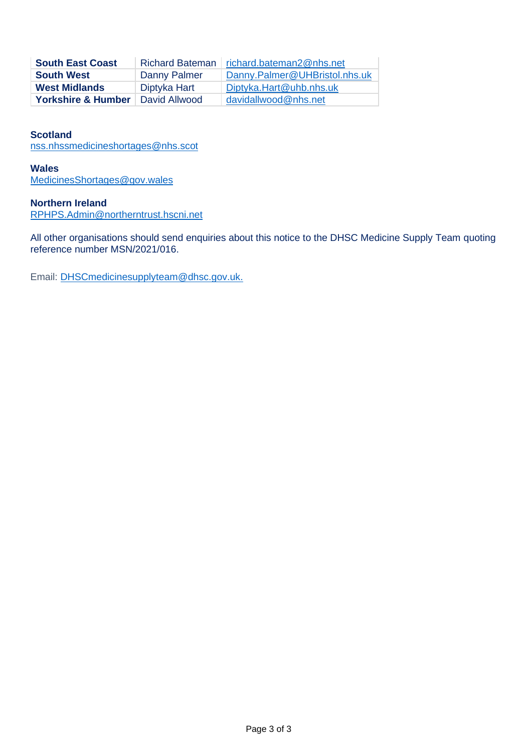| | | |
|---|---|---|
| **South East Coast** | Richard Bateman | richard.bateman2@nhs.net |
| **South West** | Danny Palmer | Danny.Palmer@UHBristol.nhs.uk |
| **West Midlands** | Diptyka Hart | Diptyka.Hart@uhb.nhs.uk |
| **Yorkshire & Humber** | David Allwood | davidallwood@nhs.net |

**Scotland**
nss.nhssmedicineshortages@nhs.scot

**Wales**
MedicinesShortages@gov.wales

**Northern Ireland**
RPHPS.Admin@northerntrust.hscni.net

All other organisations should send enquiries about this notice to the DHSC Medicine Supply Team quoting reference number MSN/2021/016.

Email: DHSCmedicinesupplyteam@dhsc.gov.uk.